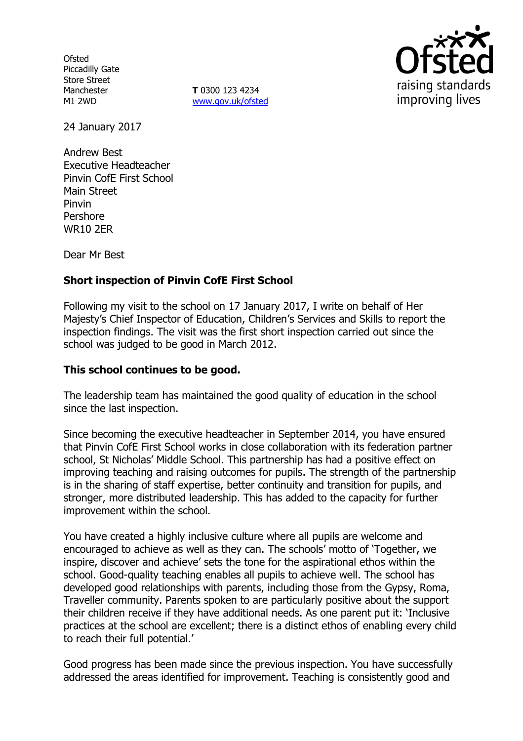Ofsted
Piccadilly Gate
Store Street
Manchester
M1 2WD

**T** 0300 123 4234
www.gov.uk/ofsted

24 January 2017

Andrew Best
Executive Headteacher
Pinvin CofE First School
Main Street
Pinvin
Pershore
WR10 2ER

Dear Mr Best

**Short inspection of Pinvin CofE First School**

Following my visit to the school on 17 January 2017, I write on behalf of Her Majesty's Chief Inspector of Education, Children's Services and Skills to report the inspection findings. The visit was the first short inspection carried out since the school was judged to be good in March 2012.

**This school continues to be good.**

The leadership team has maintained the good quality of education in the school since the last inspection.

Since becoming the executive headteacher in September 2014, you have ensured that Pinvin CofE First School works in close collaboration with its federation partner school, St Nicholas' Middle School. This partnership has had a positive effect on improving teaching and raising outcomes for pupils. The strength of the partnership is in the sharing of staff expertise, better continuity and transition for pupils, and stronger, more distributed leadership. This has added to the capacity for further improvement within the school.

You have created a highly inclusive culture where all pupils are welcome and encouraged to achieve as well as they can. The schools' motto of 'Together, we inspire, discover and achieve' sets the tone for the aspirational ethos within the school. Good-quality teaching enables all pupils to achieve well. The school has developed good relationships with parents, including those from the Gypsy, Roma, Traveller community. Parents spoken to are particularly positive about the support their children receive if they have additional needs. As one parent put it: 'Inclusive practices at the school are excellent; there is a distinct ethos of enabling every child to reach their full potential.'

Good progress has been made since the previous inspection. You have successfully addressed the areas identified for improvement. Teaching is consistently good and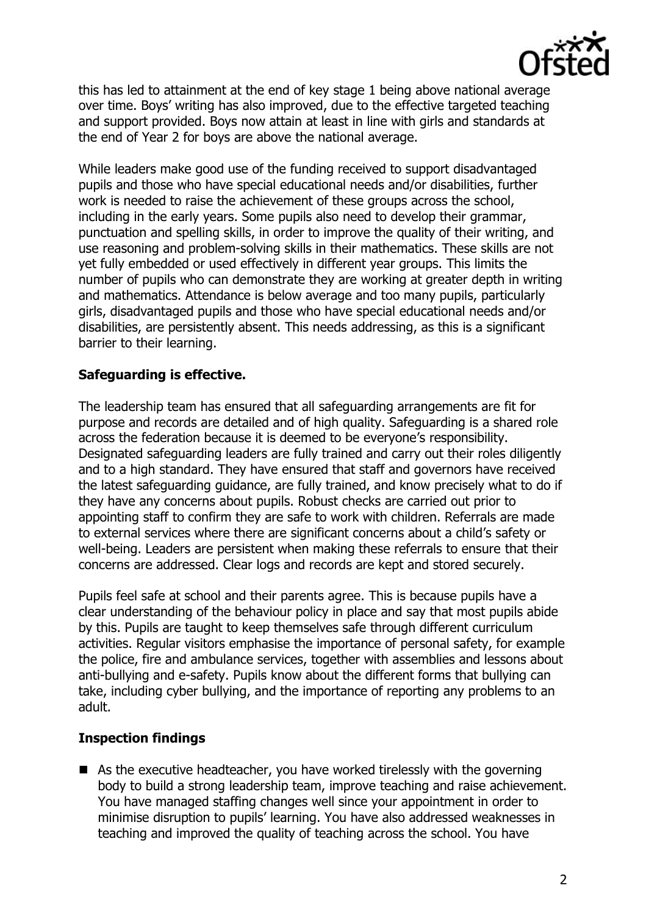this has led to attainment at the end of key stage 1 being above national average over time. Boys' writing has also improved, due to the effective targeted teaching and support provided. Boys now attain at least in line with girls and standards at the end of Year 2 for boys are above the national average.

While leaders make good use of the funding received to support disadvantaged pupils and those who have special educational needs and/or disabilities, further work is needed to raise the achievement of these groups across the school, including in the early years. Some pupils also need to develop their grammar, punctuation and spelling skills, in order to improve the quality of their writing, and use reasoning and problem-solving skills in their mathematics. These skills are not yet fully embedded or used effectively in different year groups. This limits the number of pupils who can demonstrate they are working at greater depth in writing and mathematics. Attendance is below average and too many pupils, particularly girls, disadvantaged pupils and those who have special educational needs and/or disabilities, are persistently absent. This needs addressing, as this is a significant barrier to their learning.

**Safeguarding is effective.**

The leadership team has ensured that all safeguarding arrangements are fit for purpose and records are detailed and of high quality. Safeguarding is a shared role across the federation because it is deemed to be everyone's responsibility. Designated safeguarding leaders are fully trained and carry out their roles diligently and to a high standard. They have ensured that staff and governors have received the latest safeguarding guidance, are fully trained, and know precisely what to do if they have any concerns about pupils. Robust checks are carried out prior to appointing staff to confirm they are safe to work with children. Referrals are made to external services where there are significant concerns about a child's safety or well-being. Leaders are persistent when making these referrals to ensure that their concerns are addressed. Clear logs and records are kept and stored securely.

Pupils feel safe at school and their parents agree. This is because pupils have a clear understanding of the behaviour policy in place and say that most pupils abide by this. Pupils are taught to keep themselves safe through different curriculum activities. Regular visitors emphasise the importance of personal safety, for example the police, fire and ambulance services, together with assemblies and lessons about anti-bullying and e-safety. Pupils know about the different forms that bullying can take, including cyber bullying, and the importance of reporting any problems to an adult.

**Inspection findings**

- As the executive headteacher, you have worked tirelessly with the governing body to build a strong leadership team, improve teaching and raise achievement. You have managed staffing changes well since your appointment in order to minimise disruption to pupils' learning. You have also addressed weaknesses in teaching and improved the quality of teaching across the school. You have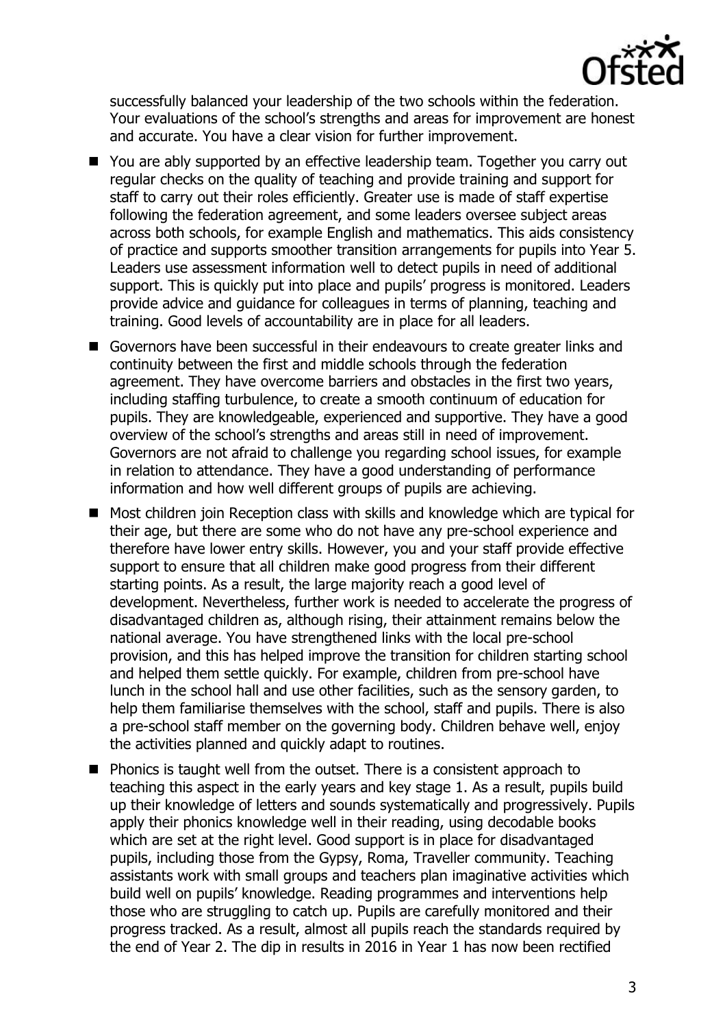successfully balanced your leadership of the two schools within the federation. Your evaluations of the school's strengths and areas for improvement are honest and accurate. You have a clear vision for further improvement.

- You are ably supported by an effective leadership team. Together you carry out regular checks on the quality of teaching and provide training and support for staff to carry out their roles efficiently. Greater use is made of staff expertise following the federation agreement, and some leaders oversee subject areas across both schools, for example English and mathematics. This aids consistency of practice and supports smoother transition arrangements for pupils into Year 5. Leaders use assessment information well to detect pupils in need of additional support. This is quickly put into place and pupils' progress is monitored. Leaders provide advice and guidance for colleagues in terms of planning, teaching and training. Good levels of accountability are in place for all leaders.
- Governors have been successful in their endeavours to create greater links and continuity between the first and middle schools through the federation agreement. They have overcome barriers and obstacles in the first two years, including staffing turbulence, to create a smooth continuum of education for pupils. They are knowledgeable, experienced and supportive. They have a good overview of the school's strengths and areas still in need of improvement. Governors are not afraid to challenge you regarding school issues, for example in relation to attendance. They have a good understanding of performance information and how well different groups of pupils are achieving.
- Most children join Reception class with skills and knowledge which are typical for their age, but there are some who do not have any pre-school experience and therefore have lower entry skills. However, you and your staff provide effective support to ensure that all children make good progress from their different starting points. As a result, the large majority reach a good level of development. Nevertheless, further work is needed to accelerate the progress of disadvantaged children as, although rising, their attainment remains below the national average. You have strengthened links with the local pre-school provision, and this has helped improve the transition for children starting school and helped them settle quickly. For example, children from pre-school have lunch in the school hall and use other facilities, such as the sensory garden, to help them familiarise themselves with the school, staff and pupils. There is also a pre-school staff member on the governing body. Children behave well, enjoy the activities planned and quickly adapt to routines.
- Phonics is taught well from the outset. There is a consistent approach to teaching this aspect in the early years and key stage 1. As a result, pupils build up their knowledge of letters and sounds systematically and progressively. Pupils apply their phonics knowledge well in their reading, using decodable books which are set at the right level. Good support is in place for disadvantaged pupils, including those from the Gypsy, Roma, Traveller community. Teaching assistants work with small groups and teachers plan imaginative activities which build well on pupils' knowledge. Reading programmes and interventions help those who are struggling to catch up. Pupils are carefully monitored and their progress tracked. As a result, almost all pupils reach the standards required by the end of Year 2. The dip in results in 2016 in Year 1 has now been rectified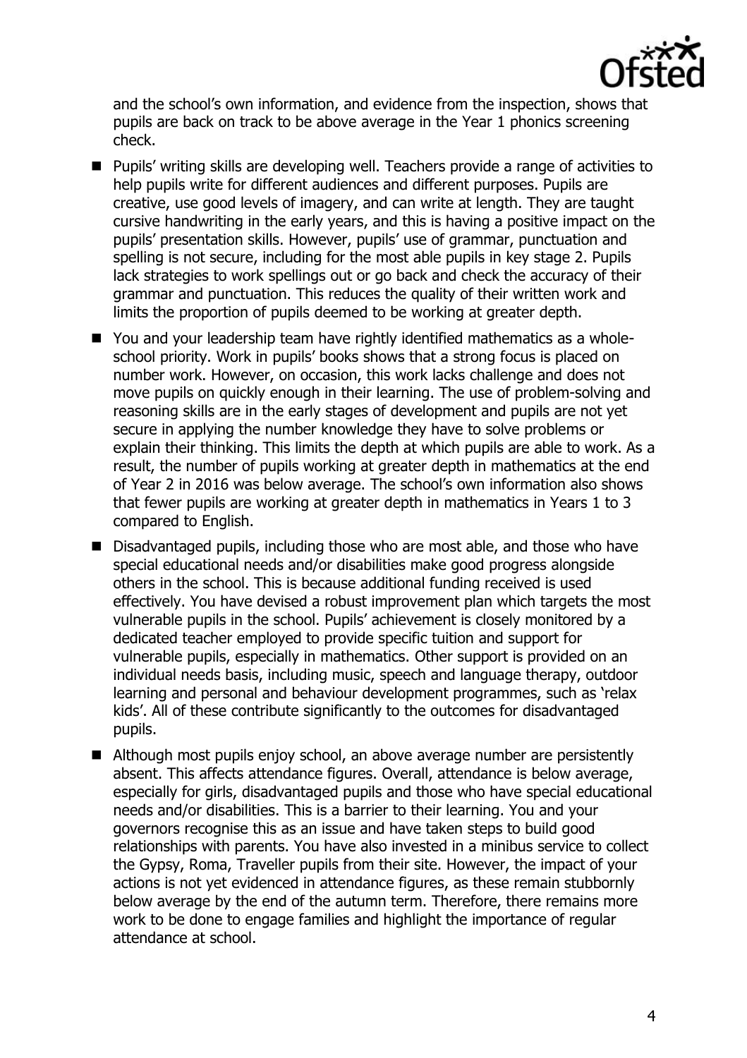and the school's own information, and evidence from the inspection, shows that pupils are back on track to be above average in the Year 1 phonics screening check.

- Pupils' writing skills are developing well. Teachers provide a range of activities to help pupils write for different audiences and different purposes. Pupils are creative, use good levels of imagery, and can write at length. They are taught cursive handwriting in the early years, and this is having a positive impact on the pupils' presentation skills. However, pupils' use of grammar, punctuation and spelling is not secure, including for the most able pupils in key stage 2. Pupils lack strategies to work spellings out or go back and check the accuracy of their grammar and punctuation. This reduces the quality of their written work and limits the proportion of pupils deemed to be working at greater depth.
- You and your leadership team have rightly identified mathematics as a whole-school priority. Work in pupils' books shows that a strong focus is placed on number work. However, on occasion, this work lacks challenge and does not move pupils on quickly enough in their learning. The use of problem-solving and reasoning skills are in the early stages of development and pupils are not yet secure in applying the number knowledge they have to solve problems or explain their thinking. This limits the depth at which pupils are able to work. As a result, the number of pupils working at greater depth in mathematics at the end of Year 2 in 2016 was below average. The school's own information also shows that fewer pupils are working at greater depth in mathematics in Years 1 to 3 compared to English.
- Disadvantaged pupils, including those who are most able, and those who have special educational needs and/or disabilities make good progress alongside others in the school. This is because additional funding received is used effectively. You have devised a robust improvement plan which targets the most vulnerable pupils in the school. Pupils' achievement is closely monitored by a dedicated teacher employed to provide specific tuition and support for vulnerable pupils, especially in mathematics. Other support is provided on an individual needs basis, including music, speech and language therapy, outdoor learning and personal and behaviour development programmes, such as 'relax kids'. All of these contribute significantly to the outcomes for disadvantaged pupils.
- Although most pupils enjoy school, an above average number are persistently absent. This affects attendance figures. Overall, attendance is below average, especially for girls, disadvantaged pupils and those who have special educational needs and/or disabilities. This is a barrier to their learning. You and your governors recognise this as an issue and have taken steps to build good relationships with parents. You have also invested in a minibus service to collect the Gypsy, Roma, Traveller pupils from their site. However, the impact of your actions is not yet evidenced in attendance figures, as these remain stubbornly below average by the end of the autumn term. Therefore, there remains more work to be done to engage families and highlight the importance of regular attendance at school.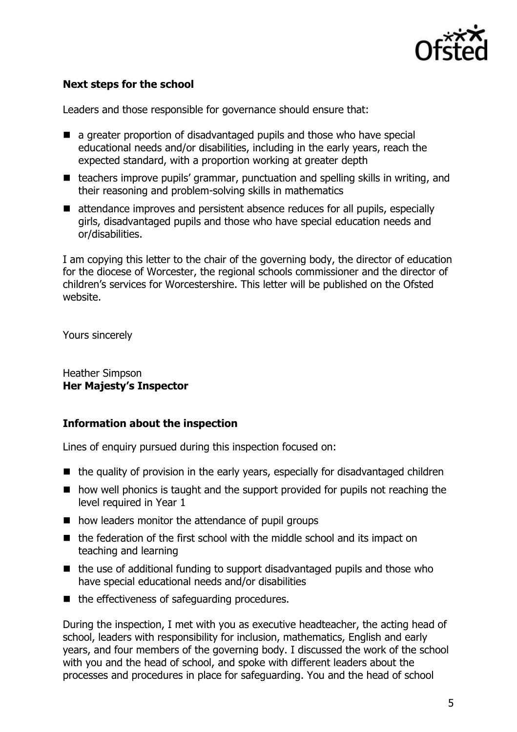### Next steps for the school

Leaders and those responsible for governance should ensure that:

- a greater proportion of disadvantaged pupils and those who have special educational needs and/or disabilities, including in the early years, reach the expected standard, with a proportion working at greater depth
- teachers improve pupils' grammar, punctuation and spelling skills in writing, and their reasoning and problem-solving skills in mathematics
- attendance improves and persistent absence reduces for all pupils, especially girls, disadvantaged pupils and those who have special education needs and or/disabilities.

I am copying this letter to the chair of the governing body, the director of education for the diocese of Worcester, the regional schools commissioner and the director of children's services for Worcestershire. This letter will be published on the Ofsted website.

Yours sincerely

Heather Simpson
**Her Majesty's Inspector**

### Information about the inspection

Lines of enquiry pursued during this inspection focused on:

- the quality of provision in the early years, especially for disadvantaged children
- how well phonics is taught and the support provided for pupils not reaching the level required in Year 1
- how leaders monitor the attendance of pupil groups
- the federation of the first school with the middle school and its impact on teaching and learning
- the use of additional funding to support disadvantaged pupils and those who have special educational needs and/or disabilities
- the effectiveness of safeguarding procedures.

During the inspection, I met with you as executive headteacher, the acting head of school, leaders with responsibility for inclusion, mathematics, English and early years, and four members of the governing body. I discussed the work of the school with you and the head of school, and spoke with different leaders about the processes and procedures in place for safeguarding. You and the head of school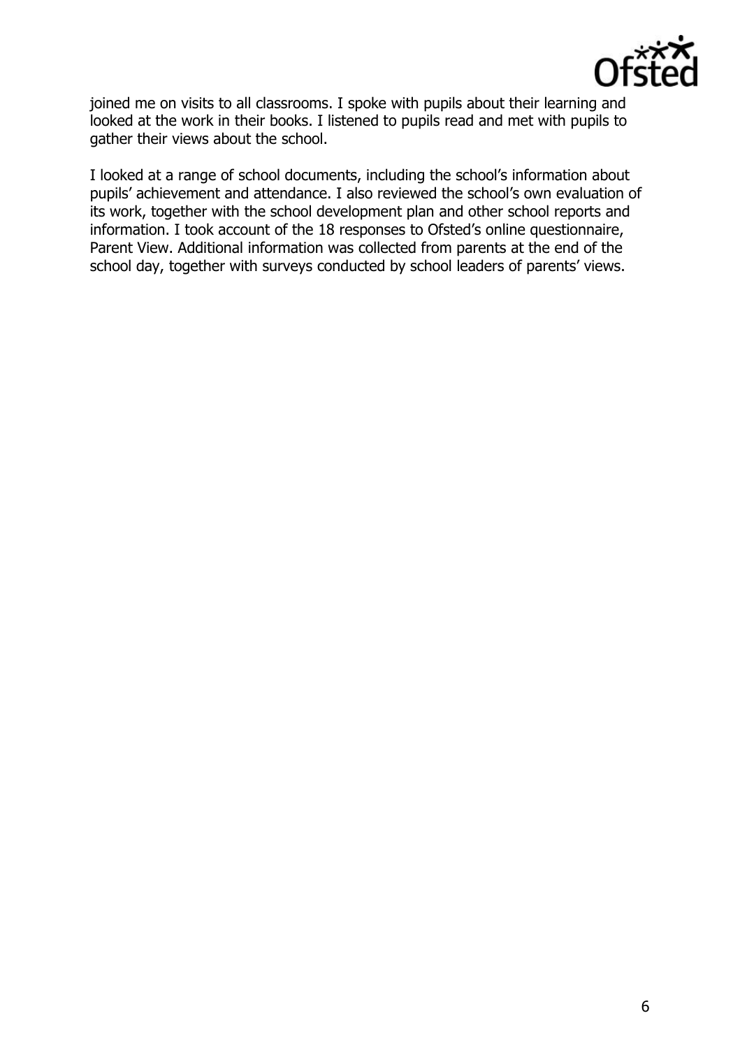joined me on visits to all classrooms. I spoke with pupils about their learning and looked at the work in their books. I listened to pupils read and met with pupils to gather their views about the school.

I looked at a range of school documents, including the school's information about pupils' achievement and attendance. I also reviewed the school's own evaluation of its work, together with the school development plan and other school reports and information. I took account of the 18 responses to Ofsted's online questionnaire, Parent View. Additional information was collected from parents at the end of the school day, together with surveys conducted by school leaders of parents' views.